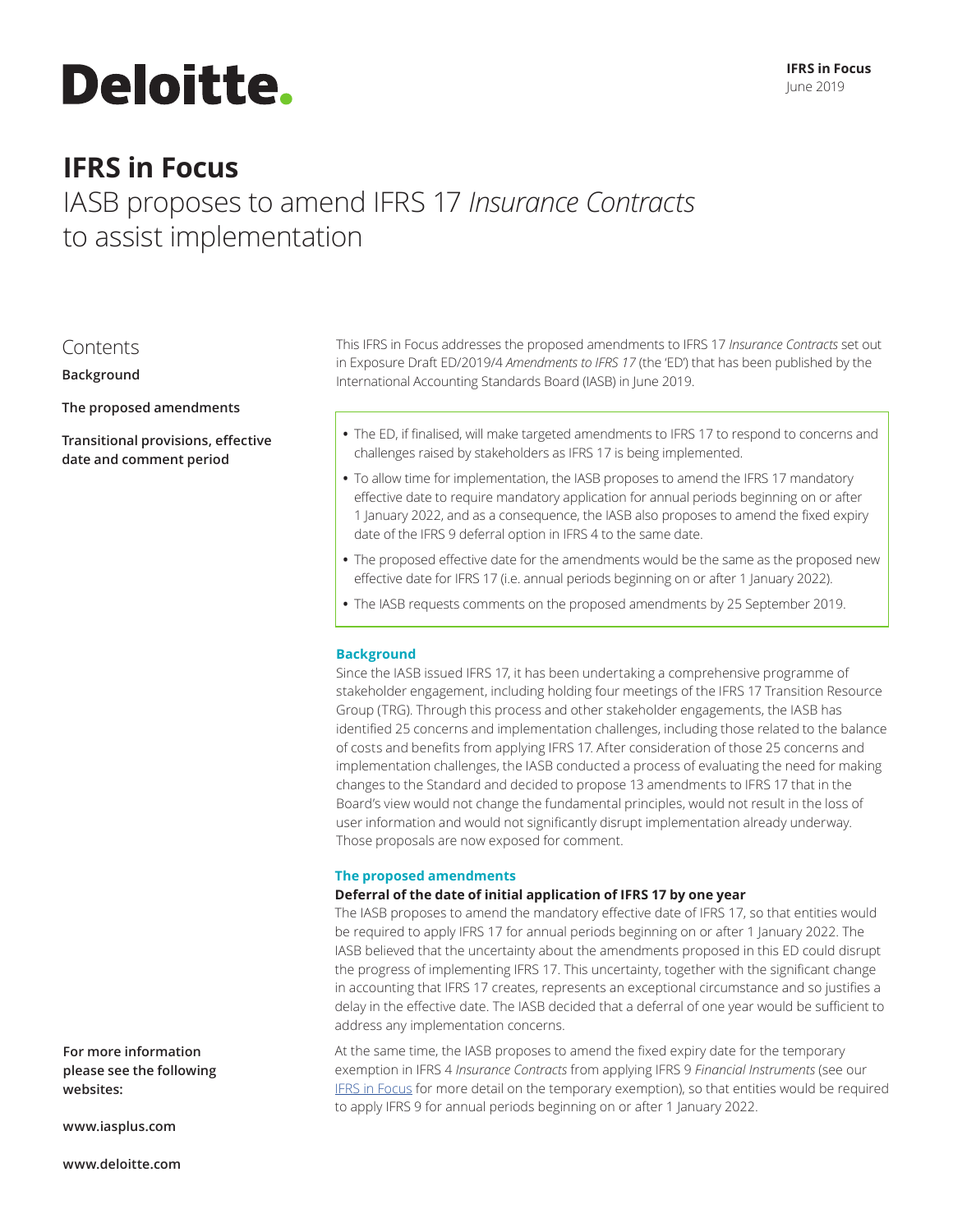# IFRS in Focus

## IASB proposes to amend IFRS 17 *Insurance Contracts* to assist implementation

Contents

**Background**

**The proposed amendments**

**Transitional provisions, effective date and comment period**

This IFRS in Focus addresses the proposed amendments to IFRS 17 *Insurance Contracts* set out in Exposure Draft ED/2019/4 *Amendments to IFRS 17* (the 'ED') that has been published by the International Accounting Standards Board (IASB) in June 2019.

- The ED, if finalised, will make targeted amendments to IFRS 17 to respond to concerns and challenges raised by stakeholders as IFRS 17 is being implemented.
- To allow time for implementation, the IASB proposes to amend the IFRS 17 mandatory effective date to require mandatory application for annual periods beginning on or after 1 January 2022, and as a consequence, the IASB also proposes to amend the fixed expiry date of the IFRS 9 deferral option in IFRS 4 to the same date.
- The proposed effective date for the amendments would be the same as the proposed new effective date for IFRS 17 (i.e. annual periods beginning on or after 1 January 2022).
- The IASB requests comments on the proposed amendments by 25 September 2019.

### Background

Since the IASB issued IFRS 17, it has been undertaking a comprehensive programme of stakeholder engagement, including holding four meetings of the IFRS 17 Transition Resource Group (TRG). Through this process and other stakeholder engagements, the IASB has identified 25 concerns and implementation challenges, including those related to the balance of costs and benefits from applying IFRS 17. After consideration of those 25 concerns and implementation challenges, the IASB conducted a process of evaluating the need for making changes to the Standard and decided to propose 13 amendments to IFRS 17 that in the Board's view would not change the fundamental principles, would not result in the loss of user information and would not significantly disrupt implementation already underway. Those proposals are now exposed for comment.

### The proposed amendments

**Deferral of the date of initial application of IFRS 17 by one year**

The IASB proposes to amend the mandatory effective date of IFRS 17, so that entities would be required to apply IFRS 17 for annual periods beginning on or after 1 January 2022. The IASB believed that the uncertainty about the amendments proposed in this ED could disrupt the progress of implementing IFRS 17. This uncertainty, together with the significant change in accounting that IFRS 17 creates, represents an exceptional circumstance and so justifies a delay in the effective date. The IASB decided that a deferral of one year would be sufficient to address any implementation concerns.

At the same time, the IASB proposes to amend the fixed expiry date for the temporary exemption in IFRS 4 *Insurance Contracts* from applying IFRS 9 *Financial Instruments* (see our IFRS in Focus for more detail on the temporary exemption), so that entities would be required to apply IFRS 9 for annual periods beginning on or after 1 January 2022.

**For more information please see the following websites:**

**www.iasplus.com**

**www.deloitte.com**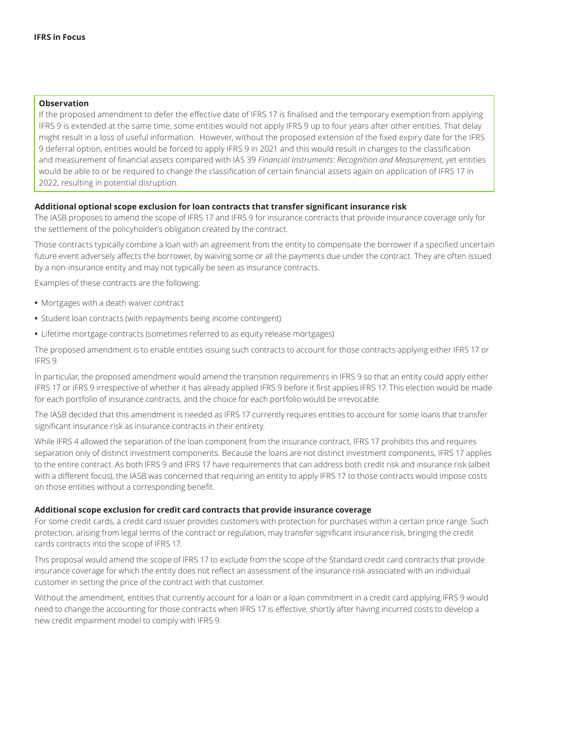**Observation**

If the proposed amendment to defer the effective date of IFRS 17 is finalised and the temporary exemption from applying IFRS 9 is extended at the same time, some entities would not apply IFRS 9 up to four years after other entities. That delay might result in a loss of useful information. However, without the proposed extension of the fixed expiry date for the IFRS 9 deferral option, entities would be forced to apply IFRS 9 in 2021 and this would result in changes to the classification and measurement of financial assets compared with IAS 39 *Financial Instruments*: *Recognition and Measurement*, yet entities would be able to or be required to change the classification of certain financial assets again on application of IFRS 17 in 2022, resulting in potential disruption.

**Additional optional scope exclusion for loan contracts that transfer significant insurance risk**

The IASB proposes to amend the scope of IFRS 17 and IFRS 9 for insurance contracts that provide insurance coverage only for the settlement of the policyholder's obligation created by the contract.

Those contracts typically combine a loan with an agreement from the entity to compensate the borrower if a specified uncertain future event adversely affects the borrower, by waiving some or all the payments due under the contract. They are often issued by a non-insurance entity and may not typically be seen as insurance contracts.

Examples of these contracts are the following:

- Mortgages with a death waiver contract
- Student loan contracts (with repayments being income contingent)
- Lifetime mortgage contracts (sometimes referred to as equity release mortgages)

The proposed amendment is to enable entities issuing such contracts to account for those contracts applying either IFRS 17 or IFRS 9.

In particular, the proposed amendment would amend the transition requirements in IFRS 9 so that an entity could apply either IFRS 17 or IFRS 9 irrespective of whether it has already applied IFRS 9 before it first applies IFRS 17. This election would be made for each portfolio of insurance contracts, and the choice for each portfolio would be irrevocable.

The IASB decided that this amendment is needed as IFRS 17 currently requires entities to account for some loans that transfer significant insurance risk as insurance contracts in their entirety.

While IFRS 4 allowed the separation of the loan component from the insurance contract, IFRS 17 prohibits this and requires separation only of distinct investment components. Because the loans are not distinct investment components, IFRS 17 applies to the entire contract. As both IFRS 9 and IFRS 17 have requirements that can address both credit risk and insurance risk (albeit with a different focus), the IASB was concerned that requiring an entity to apply IFRS 17 to those contracts would impose costs on those entities without a corresponding benefit.

**Additional scope exclusion for credit card contracts that provide insurance coverage**

For some credit cards, a credit card issuer provides customers with protection for purchases within a certain price range. Such protection, arising from legal terms of the contract or regulation, may transfer significant insurance risk, bringing the credit cards contracts into the scope of IFRS 17.

This proposal would amend the scope of IFRS 17 to exclude from the scope of the Standard credit card contracts that provide insurance coverage for which the entity does not reflect an assessment of the insurance risk associated with an individual customer in setting the price of the contract with that customer.

Without the amendment, entities that currently account for a loan or a loan commitment in a credit card applying IFRS 9 would need to change the accounting for those contracts when IFRS 17 is effective, shortly after having incurred costs to develop a new credit impairment model to comply with IFRS 9.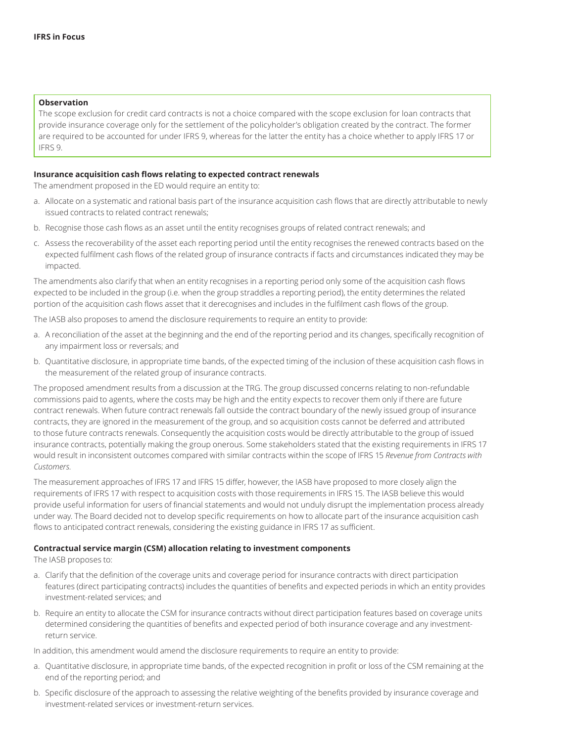**Observation**

The scope exclusion for credit card contracts is not a choice compared with the scope exclusion for loan contracts that provide insurance coverage only for the settlement of the policyholder's obligation created by the contract. The former are required to be accounted for under IFRS 9, whereas for the latter the entity has a choice whether to apply IFRS 17 or IFRS 9.

**Insurance acquisition cash flows relating to expected contract renewals**

The amendment proposed in the ED would require an entity to:

a. Allocate on a systematic and rational basis part of the insurance acquisition cash flows that are directly attributable to newly issued contracts to related contract renewals;

b. Recognise those cash flows as an asset until the entity recognises groups of related contract renewals; and

c. Assess the recoverability of the asset each reporting period until the entity recognises the renewed contracts based on the expected fulfilment cash flows of the related group of insurance contracts if facts and circumstances indicated they may be impacted.

The amendments also clarify that when an entity recognises in a reporting period only some of the acquisition cash flows expected to be included in the group (i.e. when the group straddles a reporting period), the entity determines the related portion of the acquisition cash flows asset that it derecognises and includes in the fulfilment cash flows of the group.

The IASB also proposes to amend the disclosure requirements to require an entity to provide:

a. A reconciliation of the asset at the beginning and the end of the reporting period and its changes, specifically recognition of any impairment loss or reversals; and

b. Quantitative disclosure, in appropriate time bands, of the expected timing of the inclusion of these acquisition cash flows in the measurement of the related group of insurance contracts.

The proposed amendment results from a discussion at the TRG. The group discussed concerns relating to non-refundable commissions paid to agents, where the costs may be high and the entity expects to recover them only if there are future contract renewals. When future contract renewals fall outside the contract boundary of the newly issued group of insurance contracts, they are ignored in the measurement of the group, and so acquisition costs cannot be deferred and attributed to those future contracts renewals. Consequently the acquisition costs would be directly attributable to the group of issued insurance contracts, potentially making the group onerous. Some stakeholders stated that the existing requirements in IFRS 17 would result in inconsistent outcomes compared with similar contracts within the scope of IFRS 15 *Revenue from Contracts with Customers*.

The measurement approaches of IFRS 17 and IFRS 15 differ, however, the IASB have proposed to more closely align the requirements of IFRS 17 with respect to acquisition costs with those requirements in IFRS 15. The IASB believe this would provide useful information for users of financial statements and would not unduly disrupt the implementation process already under way. The Board decided not to develop specific requirements on how to allocate part of the insurance acquisition cash flows to anticipated contract renewals, considering the existing guidance in IFRS 17 as sufficient.

**Contractual service margin (CSM) allocation relating to investment components**

The IASB proposes to:

a. Clarify that the definition of the coverage units and coverage period for insurance contracts with direct participation features (direct participating contracts) includes the quantities of benefits and expected periods in which an entity provides investment-related services; and

b. Require an entity to allocate the CSM for insurance contracts without direct participation features based on coverage units determined considering the quantities of benefits and expected period of both insurance coverage and any investment-return service.

In addition, this amendment would amend the disclosure requirements to require an entity to provide:

a. Quantitative disclosure, in appropriate time bands, of the expected recognition in profit or loss of the CSM remaining at the end of the reporting period; and

b. Specific disclosure of the approach to assessing the relative weighting of the benefits provided by insurance coverage and investment-related services or investment-return services.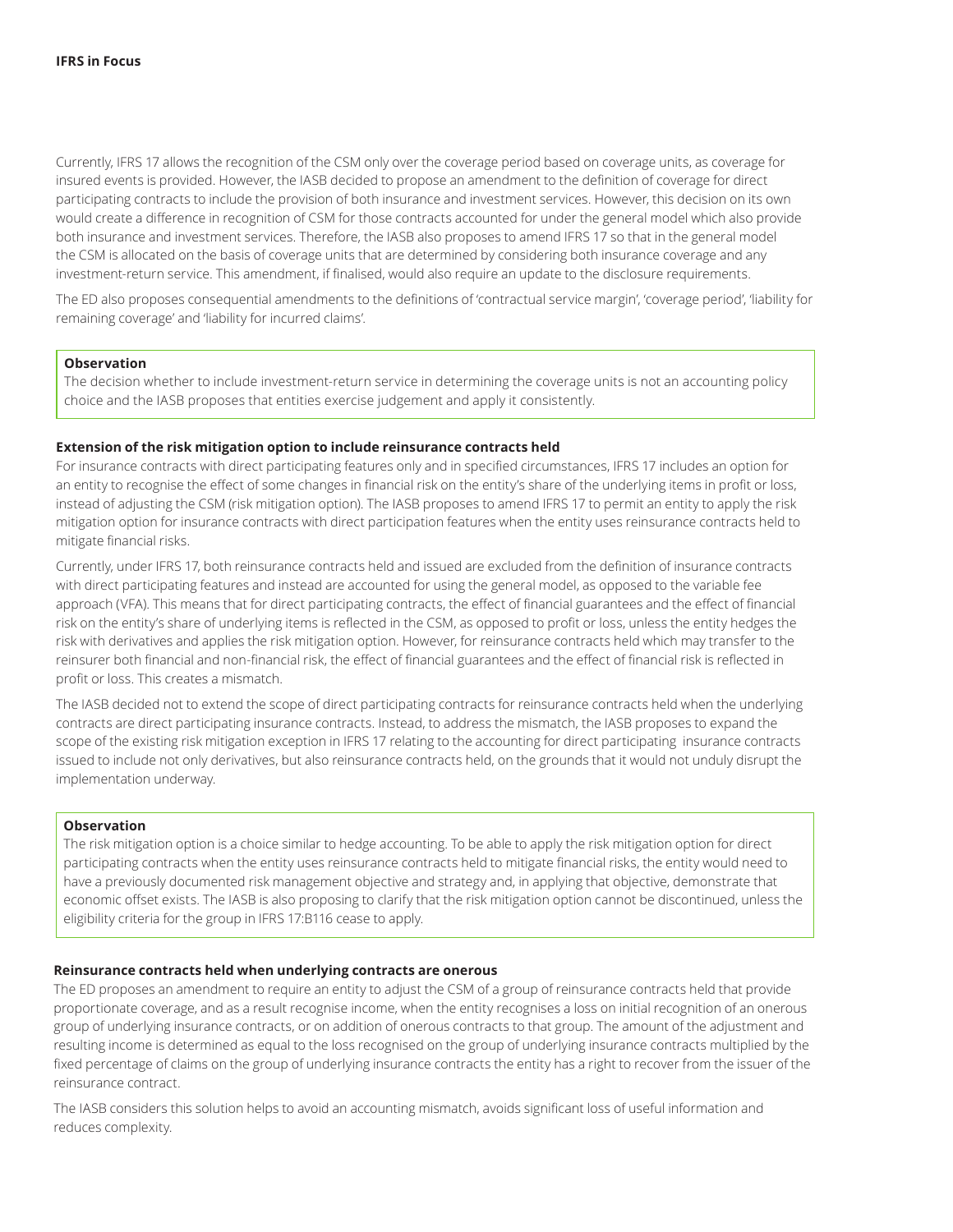Currently, IFRS 17 allows the recognition of the CSM only over the coverage period based on coverage units, as coverage for insured events is provided. However, the IASB decided to propose an amendment to the definition of coverage for direct participating contracts to include the provision of both insurance and investment services. However, this decision on its own would create a difference in recognition of CSM for those contracts accounted for under the general model which also provide both insurance and investment services. Therefore, the IASB also proposes to amend IFRS 17 so that in the general model the CSM is allocated on the basis of coverage units that are determined by considering both insurance coverage and any investment-return service. This amendment, if finalised, would also require an update to the disclosure requirements.

The ED also proposes consequential amendments to the definitions of 'contractual service margin', 'coverage period', 'liability for remaining coverage' and 'liability for incurred claims'.

> **Observation**
>
> The decision whether to include investment-return service in determining the coverage units is not an accounting policy choice and the IASB proposes that entities exercise judgement and apply it consistently.

**Extension of the risk mitigation option to include reinsurance contracts held**

For insurance contracts with direct participating features only and in specified circumstances, IFRS 17 includes an option for an entity to recognise the effect of some changes in financial risk on the entity's share of the underlying items in profit or loss, instead of adjusting the CSM (risk mitigation option). The IASB proposes to amend IFRS 17 to permit an entity to apply the risk mitigation option for insurance contracts with direct participation features when the entity uses reinsurance contracts held to mitigate financial risks.

Currently, under IFRS 17, both reinsurance contracts held and issued are excluded from the definition of insurance contracts with direct participating features and instead are accounted for using the general model, as opposed to the variable fee approach (VFA). This means that for direct participating contracts, the effect of financial guarantees and the effect of financial risk on the entity's share of underlying items is reflected in the CSM, as opposed to profit or loss, unless the entity hedges the risk with derivatives and applies the risk mitigation option. However, for reinsurance contracts held which may transfer to the reinsurer both financial and non-financial risk, the effect of financial guarantees and the effect of financial risk is reflected in profit or loss. This creates a mismatch.

The IASB decided not to extend the scope of direct participating contracts for reinsurance contracts held when the underlying contracts are direct participating insurance contracts. Instead, to address the mismatch, the IASB proposes to expand the scope of the existing risk mitigation exception in IFRS 17 relating to the accounting for direct participating insurance contracts issued to include not only derivatives, but also reinsurance contracts held, on the grounds that it would not unduly disrupt the implementation underway.

> **Observation**
>
> The risk mitigation option is a choice similar to hedge accounting. To be able to apply the risk mitigation option for direct participating contracts when the entity uses reinsurance contracts held to mitigate financial risks, the entity would need to have a previously documented risk management objective and strategy and, in applying that objective, demonstrate that economic offset exists. The IASB is also proposing to clarify that the risk mitigation option cannot be discontinued, unless the eligibility criteria for the group in IFRS 17:B116 cease to apply.

**Reinsurance contracts held when underlying contracts are onerous**

The ED proposes an amendment to require an entity to adjust the CSM of a group of reinsurance contracts held that provide proportionate coverage, and as a result recognise income, when the entity recognises a loss on initial recognition of an onerous group of underlying insurance contracts, or on addition of onerous contracts to that group. The amount of the adjustment and resulting income is determined as equal to the loss recognised on the group of underlying insurance contracts multiplied by the fixed percentage of claims on the group of underlying insurance contracts the entity has a right to recover from the issuer of the reinsurance contract.

The IASB considers this solution helps to avoid an accounting mismatch, avoids significant loss of useful information and reduces complexity.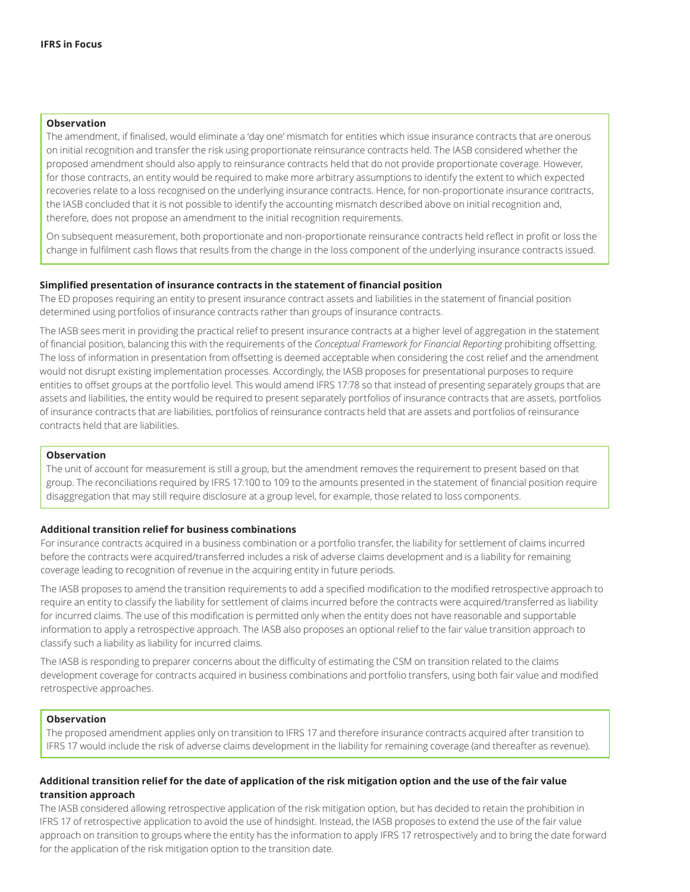**Observation**

The amendment, if finalised, would eliminate a 'day one' mismatch for entities which issue insurance contracts that are onerous on initial recognition and transfer the risk using proportionate reinsurance contracts held. The IASB considered whether the proposed amendment should also apply to reinsurance contracts held that do not provide proportionate coverage. However, for those contracts, an entity would be required to make more arbitrary assumptions to identify the extent to which expected recoveries relate to a loss recognised on the underlying insurance contracts. Hence, for non-proportionate insurance contracts, the IASB concluded that it is not possible to identify the accounting mismatch described above on initial recognition and, therefore, does not propose an amendment to the initial recognition requirements.

On subsequent measurement, both proportionate and non-proportionate reinsurance contracts held reflect in profit or loss the change in fulfilment cash flows that results from the change in the loss component of the underlying insurance contracts issued.

### Simplified presentation of insurance contracts in the statement of financial position

The ED proposes requiring an entity to present insurance contract assets and liabilities in the statement of financial position determined using portfolios of insurance contracts rather than groups of insurance contracts.

The IASB sees merit in providing the practical relief to present insurance contracts at a higher level of aggregation in the statement of financial position, balancing this with the requirements of the *Conceptual Framework for Financial Reporting* prohibiting offsetting. The loss of information in presentation from offsetting is deemed acceptable when considering the cost relief and the amendment would not disrupt existing implementation processes. Accordingly, the IASB proposes for presentational purposes to require entities to offset groups at the portfolio level. This would amend IFRS 17:78 so that instead of presenting separately groups that are assets and liabilities, the entity would be required to present separately portfolios of insurance contracts that are assets, portfolios of insurance contracts that are liabilities, portfolios of reinsurance contracts held that are assets and portfolios of reinsurance contracts held that are liabilities.

**Observation**

The unit of account for measurement is still a group, but the amendment removes the requirement to present based on that group. The reconciliations required by IFRS 17:100 to 109 to the amounts presented in the statement of financial position require disaggregation that may still require disclosure at a group level, for example, those related to loss components.

### Additional transition relief for business combinations

For insurance contracts acquired in a business combination or a portfolio transfer, the liability for settlement of claims incurred before the contracts were acquired/transferred includes a risk of adverse claims development and is a liability for remaining coverage leading to recognition of revenue in the acquiring entity in future periods.

The IASB proposes to amend the transition requirements to add a specified modification to the modified retrospective approach to require an entity to classify the liability for settlement of claims incurred before the contracts were acquired/transferred as liability for incurred claims. The use of this modification is permitted only when the entity does not have reasonable and supportable information to apply a retrospective approach. The IASB also proposes an optional relief to the fair value transition approach to classify such a liability as liability for incurred claims.

The IASB is responding to preparer concerns about the difficulty of estimating the CSM on transition related to the claims development coverage for contracts acquired in business combinations and portfolio transfers, using both fair value and modified retrospective approaches.

**Observation**

The proposed amendment applies only on transition to IFRS 17 and therefore insurance contracts acquired after transition to IFRS 17 would include the risk of adverse claims development in the liability for remaining coverage (and thereafter as revenue).

### Additional transition relief for the date of application of the risk mitigation option and the use of the fair value transition approach

The IASB considered allowing retrospective application of the risk mitigation option, but has decided to retain the prohibition in IFRS 17 of retrospective application to avoid the use of hindsight. Instead, the IASB proposes to extend the use of the fair value approach on transition to groups where the entity has the information to apply IFRS 17 retrospectively and to bring the date forward for the application of the risk mitigation option to the transition date.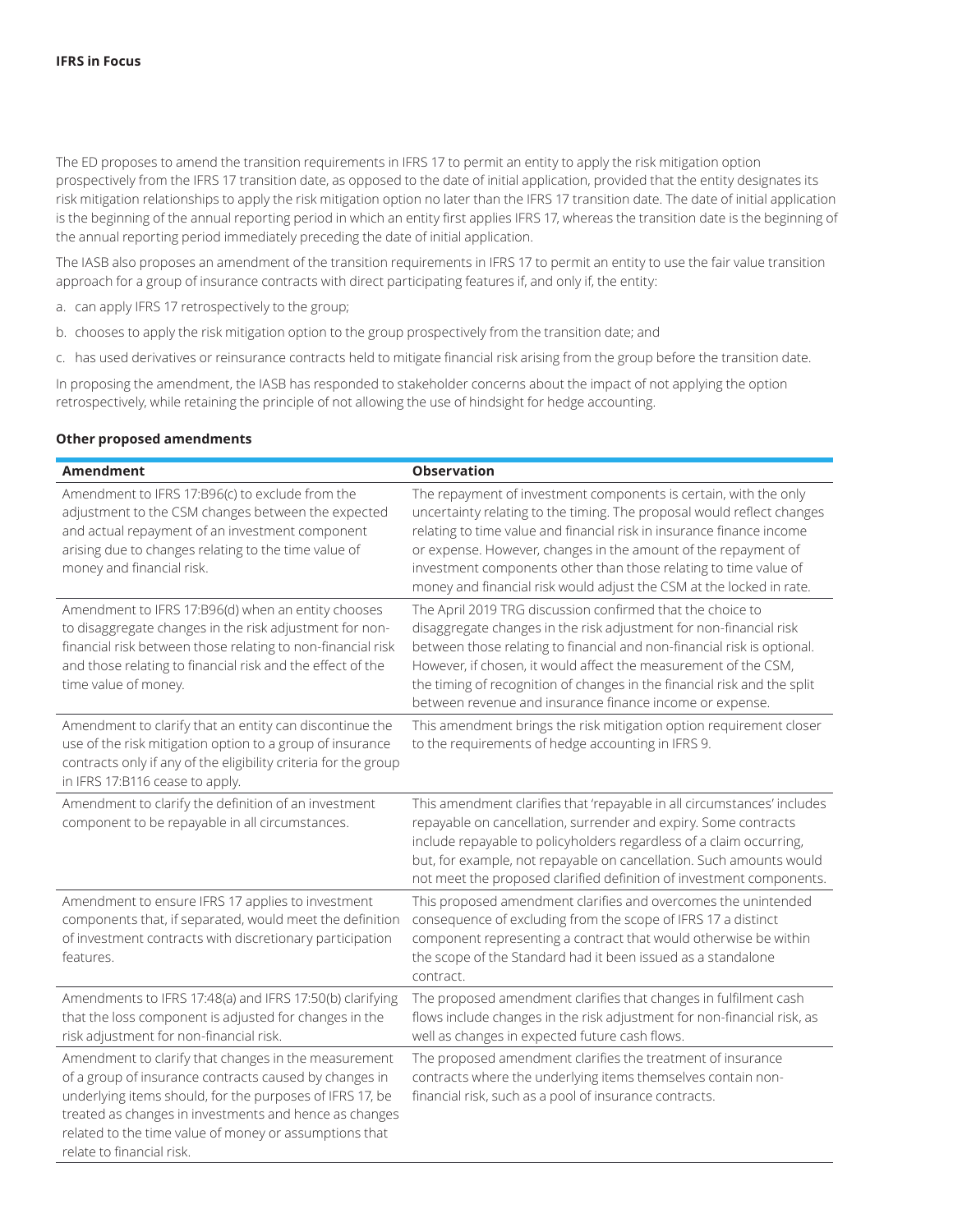The ED proposes to amend the transition requirements in IFRS 17 to permit an entity to apply the risk mitigation option prospectively from the IFRS 17 transition date, as opposed to the date of initial application, provided that the entity designates its risk mitigation relationships to apply the risk mitigation option no later than the IFRS 17 transition date. The date of initial application is the beginning of the annual reporting period in which an entity first applies IFRS 17, whereas the transition date is the beginning of the annual reporting period immediately preceding the date of initial application.

The IASB also proposes an amendment of the transition requirements in IFRS 17 to permit an entity to use the fair value transition approach for a group of insurance contracts with direct participating features if, and only if, the entity:

a. can apply IFRS 17 retrospectively to the group;

b. chooses to apply the risk mitigation option to the group prospectively from the transition date; and

c. has used derivatives or reinsurance contracts held to mitigate financial risk arising from the group before the transition date.

In proposing the amendment, the IASB has responded to stakeholder concerns about the impact of not applying the option retrospectively, while retaining the principle of not allowing the use of hindsight for hedge accounting.

**Other proposed amendments**

| Amendment | Observation |
|---|---|
| Amendment to IFRS 17:B96(c) to exclude from the adjustment to the CSM changes between the expected and actual repayment of an investment component arising due to changes relating to the time value of money and financial risk. | The repayment of investment components is certain, with the only uncertainty relating to the timing. The proposal would reflect changes relating to time value and financial risk in insurance finance income or expense. However, changes in the amount of the repayment of investment components other than those relating to time value of money and financial risk would adjust the CSM at the locked in rate. |
| Amendment to IFRS 17:B96(d) when an entity chooses to disaggregate changes in the risk adjustment for non-financial risk between those relating to non-financial risk and those relating to financial risk and the effect of the time value of money. | The April 2019 TRG discussion confirmed that the choice to disaggregate changes in the risk adjustment for non-financial risk between those relating to financial and non-financial risk is optional. However, if chosen, it would affect the measurement of the CSM, the timing of recognition of changes in the financial risk and the split between revenue and insurance finance income or expense. |
| Amendment to clarify that an entity can discontinue the use of the risk mitigation option to a group of insurance contracts only if any of the eligibility criteria for the group in IFRS 17:B116 cease to apply. | This amendment brings the risk mitigation option requirement closer to the requirements of hedge accounting in IFRS 9. |
| Amendment to clarify the definition of an investment component to be repayable in all circumstances. | This amendment clarifies that 'repayable in all circumstances' includes repayable on cancellation, surrender and expiry. Some contracts include repayable to policyholders regardless of a claim occurring, but, for example, not repayable on cancellation. Such amounts would not meet the proposed clarified definition of investment components. |
| Amendment to ensure IFRS 17 applies to investment components that, if separated, would meet the definition of investment contracts with discretionary participation features. | This proposed amendment clarifies and overcomes the unintended consequence of excluding from the scope of IFRS 17 a distinct component representing a contract that would otherwise be within the scope of the Standard had it been issued as a standalone contract. |
| Amendments to IFRS 17:48(a) and IFRS 17:50(b) clarifying that the loss component is adjusted for changes in the risk adjustment for non-financial risk. | The proposed amendment clarifies that changes in fulfilment cash flows include changes in the risk adjustment for non-financial risk, as well as changes in expected future cash flows. |
| Amendment to clarify that changes in the measurement of a group of insurance contracts caused by changes in underlying items should, for the purposes of IFRS 17, be treated as changes in investments and hence as changes related to the time value of money or assumptions that relate to financial risk. | The proposed amendment clarifies the treatment of insurance contracts where the underlying items themselves contain non-financial risk, such as a pool of insurance contracts. |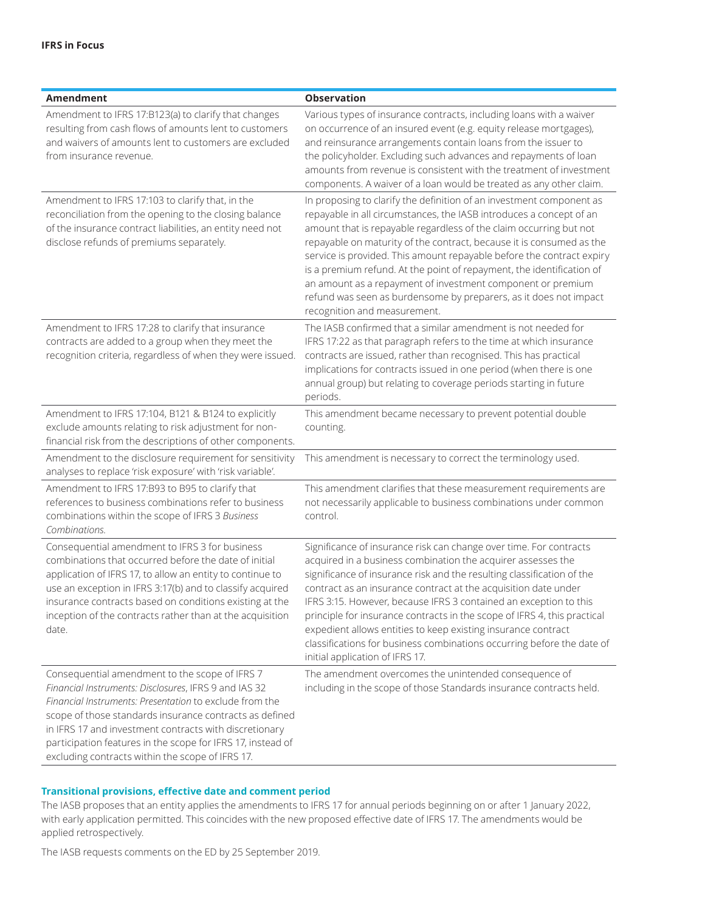| Amendment | Observation |
|---|---|
| Amendment to IFRS 17:B123(a) to clarify that changes resulting from cash flows of amounts lent to customers and waivers of amounts lent to customers are excluded from insurance revenue. | Various types of insurance contracts, including loans with a waiver on occurrence of an insured event (e.g. equity release mortgages), and reinsurance arrangements contain loans from the issuer to the policyholder. Excluding such advances and repayments of loan amounts from revenue is consistent with the treatment of investment components. A waiver of a loan would be treated as any other claim. |
| Amendment to IFRS 17:103 to clarify that, in the reconciliation from the opening to the closing balance of the insurance contract liabilities, an entity need not disclose refunds of premiums separately. | In proposing to clarify the definition of an investment component as repayable in all circumstances, the IASB introduces a concept of an amount that is repayable regardless of the claim occurring but not repayable on maturity of the contract, because it is consumed as the service is provided. This amount repayable before the contract expiry is a premium refund. At the point of repayment, the identification of an amount as a repayment of investment component or premium refund was seen as burdensome by preparers, as it does not impact recognition and measurement. |
| Amendment to IFRS 17:28 to clarify that insurance contracts are added to a group when they meet the recognition criteria, regardless of when they were issued. | The IASB confirmed that a similar amendment is not needed for IFRS 17:22 as that paragraph refers to the time at which insurance contracts are issued, rather than recognised. This has practical implications for contracts issued in one period (when there is one annual group) but relating to coverage periods starting in future periods. |
| Amendment to IFRS 17:104, B121 & B124 to explicitly exclude amounts relating to risk adjustment for non-financial risk from the descriptions of other components. | This amendment became necessary to prevent potential double counting. |
| Amendment to the disclosure requirement for sensitivity analyses to replace 'risk exposure' with 'risk variable'. | This amendment is necessary to correct the terminology used. |
| Amendment to IFRS 17:B93 to B95 to clarify that references to business combinations refer to business combinations within the scope of IFRS 3 *Business Combinations*. | This amendment clarifies that these measurement requirements are not necessarily applicable to business combinations under common control. |
| Consequential amendment to IFRS 3 for business combinations that occurred before the date of initial application of IFRS 17, to allow an entity to continue to use an exception in IFRS 3:17(b) and to classify acquired insurance contracts based on conditions existing at the inception of the contracts rather than at the acquisition date. | Significance of insurance risk can change over time. For contracts acquired in a business combination the acquirer assesses the significance of insurance risk and the resulting classification of the contract as an insurance contract at the acquisition date under IFRS 3:15. However, because IFRS 3 contained an exception to this principle for insurance contracts in the scope of IFRS 4, this practical expedient allows entities to keep existing insurance contract classifications for business combinations occurring before the date of initial application of IFRS 17. |
| Consequential amendment to the scope of IFRS 7 *Financial Instruments: Disclosures*, IFRS 9 and IAS 32 *Financial Instruments: Presentation* to exclude from the scope of those standards insurance contracts as defined in IFRS 17 and investment contracts with discretionary participation features in the scope for IFRS 17, instead of excluding contracts within the scope of IFRS 17. | The amendment overcomes the unintended consequence of including in the scope of those Standards insurance contracts held. |

### Transitional provisions, effective date and comment period

The IASB proposes that an entity applies the amendments to IFRS 17 for annual periods beginning on or after 1 January 2022, with early application permitted. This coincides with the new proposed effective date of IFRS 17. The amendments would be applied retrospectively.

The IASB requests comments on the ED by 25 September 2019.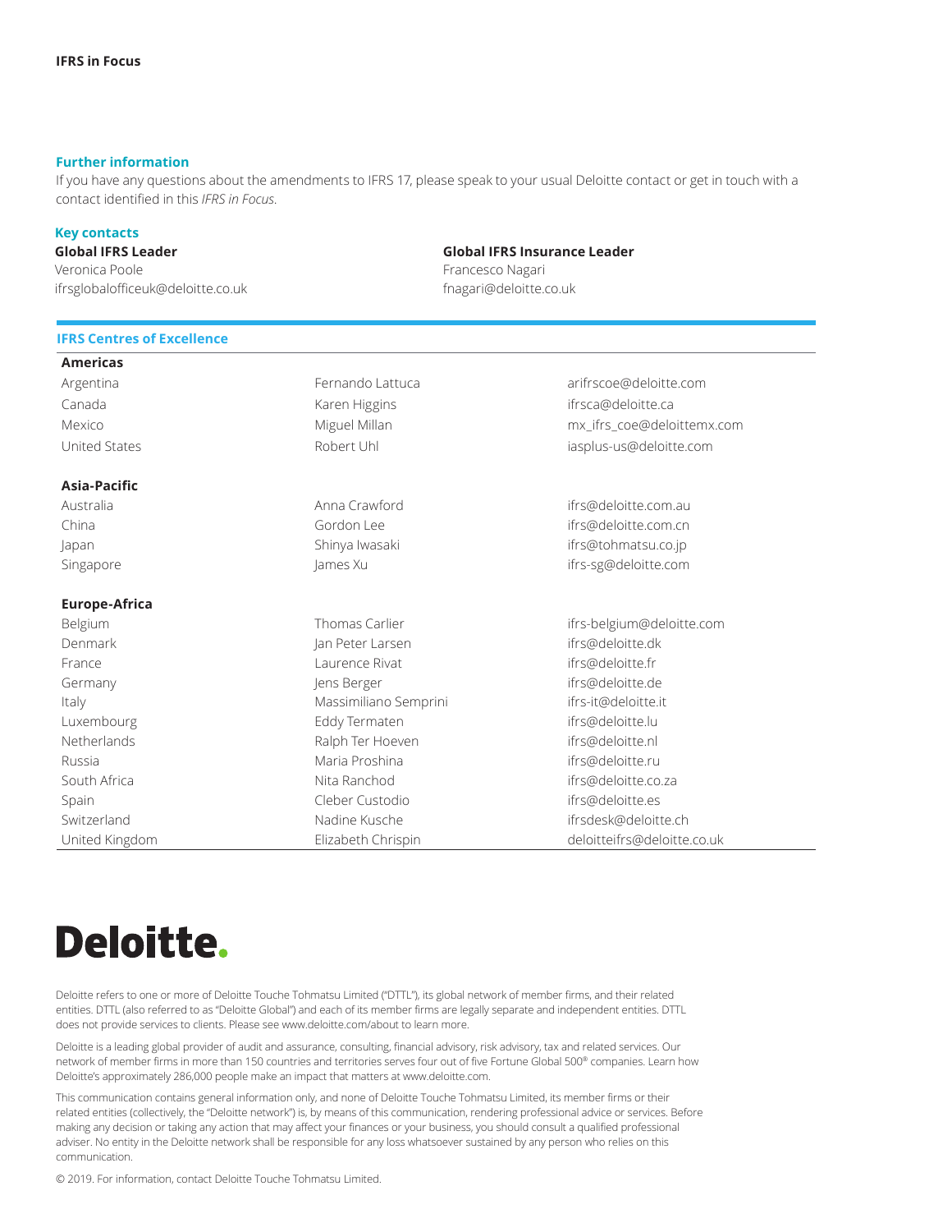## Further information

If you have any questions about the amendments to IFRS 17, please speak to your usual Deloitte contact or get in touch with a contact identified in this *IFRS in Focus*.

### Key contacts

**Global IFRS Leader**
Veronica Poole
ifrsglobalofficeuk@deloitte.co.uk

**Global IFRS Insurance Leader**
Francesco Nagari
fnagari@deloitte.co.uk

### IFRS Centres of Excellence

| | | |
|---|---|---|
| **Americas** | | |
| Argentina | Fernando Lattuca | arifrscoe@deloitte.com |
| Canada | Karen Higgins | ifrsca@deloitte.ca |
| Mexico | Miguel Millan | mx_ifrs_coe@deloittemx.com |
| United States | Robert Uhl | iasplus-us@deloitte.com |
| **Asia-Pacific** | | |
| Australia | Anna Crawford | ifrs@deloitte.com.au |
| China | Gordon Lee | ifrs@deloitte.com.cn |
| Japan | Shinya Iwasaki | ifrs@tohmatsu.co.jp |
| Singapore | James Xu | ifrs-sg@deloitte.com |
| **Europe-Africa** | | |
| Belgium | Thomas Carlier | ifrs-belgium@deloitte.com |
| Denmark | Jan Peter Larsen | ifrs@deloitte.dk |
| France | Laurence Rivat | ifrs@deloitte.fr |
| Germany | Jens Berger | ifrs@deloitte.de |
| Italy | Massimiliano Semprini | ifrs-it@deloitte.it |
| Luxembourg | Eddy Termaten | ifrs@deloitte.lu |
| Netherlands | Ralph Ter Hoeven | ifrs@deloitte.nl |
| Russia | Maria Proshina | ifrs@deloitte.ru |
| South Africa | Nita Ranchod | ifrs@deloitte.co.za |
| Spain | Cleber Custodio | ifrs@deloitte.es |
| Switzerland | Nadine Kusche | ifrsdesk@deloitte.ch |
| United Kingdom | Elizabeth Chrispin | deloitteifrs@deloitte.co.uk |

**Deloitte.**

Deloitte refers to one or more of Deloitte Touche Tohmatsu Limited ("DTTL"), its global network of member firms, and their related entities. DTTL (also referred to as "Deloitte Global") and each of its member firms are legally separate and independent entities. DTTL does not provide services to clients. Please see www.deloitte.com/about to learn more.

Deloitte is a leading global provider of audit and assurance, consulting, financial advisory, risk advisory, tax and related services. Our network of member firms in more than 150 countries and territories serves four out of five Fortune Global 500® companies. Learn how Deloitte's approximately 286,000 people make an impact that matters at www.deloitte.com.

This communication contains general information only, and none of Deloitte Touche Tohmatsu Limited, its member firms or their related entities (collectively, the "Deloitte network") is, by means of this communication, rendering professional advice or services. Before making any decision or taking any action that may affect your finances or your business, you should consult a qualified professional adviser. No entity in the Deloitte network shall be responsible for any loss whatsoever sustained by any person who relies on this communication.

© 2019. For information, contact Deloitte Touche Tohmatsu Limited.